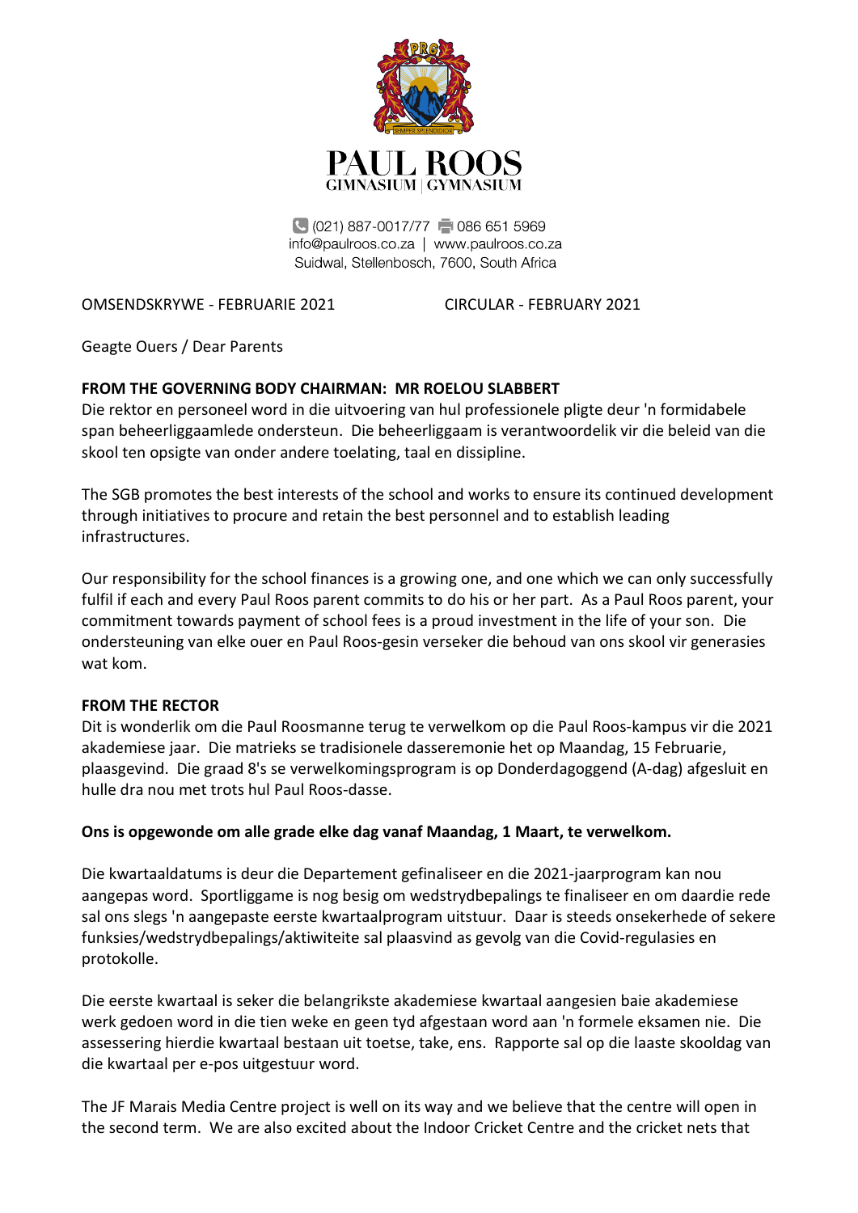# PAUL ROOS

GIMNASIUM | GYMNASIUM

(021) 887-0017/77 086 651 5969
info@paulroos.co.za | www.paulroos.co.za
Suidwal, Stellenbosch, 7600, South Africa

OMSENDSKRYWE - FEBRUARIE 2021 CIRCULAR - FEBRUARY 2021

Geagte Ouers / Dear Parents

**FROM THE GOVERNING BODY CHAIRMAN: MR ROELOU SLABBERT**

Die rektor en personeel word in die uitvoering van hul professionele pligte deur 'n formidabele span beheerliggaamlede ondersteun. Die beheerliggaam is verantwoordelik vir die beleid van die skool ten opsigte van onder andere toelating, taal en dissipline.

The SGB promotes the best interests of the school and works to ensure its continued development through initiatives to procure and retain the best personnel and to establish leading infrastructures.

Our responsibility for the school finances is a growing one, and one which we can only successfully fulfil if each and every Paul Roos parent commits to do his or her part. As a Paul Roos parent, your commitment towards payment of school fees is a proud investment in the life of your son. Die ondersteuning van elke ouer en Paul Roos-gesin verseker die behoud van ons skool vir generasies wat kom.

**FROM THE RECTOR**

Dit is wonderlik om die Paul Roosmanne terug te verwelkom op die Paul Roos-kampus vir die 2021 akademiese jaar. Die matrieks se tradisionele dasseremonie het op Maandag, 15 Februarie, plaasgevind. Die graad 8's se verwelkomingsprogram is op Donderdagoggend (A-dag) afgesluit en hulle dra nou met trots hul Paul Roos-dasse.

**Ons is opgewonde om alle grade elke dag vanaf Maandag, 1 Maart, te verwelkom.**

Die kwartaaldatums is deur die Departement gefinaliseer en die 2021-jaarprogram kan nou aangepas word. Sportliggame is nog besig om wedstrydbepalings te finaliseer en om daardie rede sal ons slegs 'n aangepaste eerste kwartaalprogram uitstuur. Daar is steeds onsekerhede of sekere funksies/wedstrydbepalings/aktiwiteite sal plaasvind as gevolg van die Covid-regulasies en protokolle.

Die eerste kwartaal is seker die belangrikste akademiese kwartaal aangesien baie akademiese werk gedoen word in die tien weke en geen tyd afgestaan word aan 'n formele eksamen nie. Die assessering hierdie kwartaal bestaan uit toetse, take, ens. Rapporte sal op die laaste skooldag van die kwartaal per e-pos uitgestuur word.

The JF Marais Media Centre project is well on its way and we believe that the centre will open in the second term. We are also excited about the Indoor Cricket Centre and the cricket nets that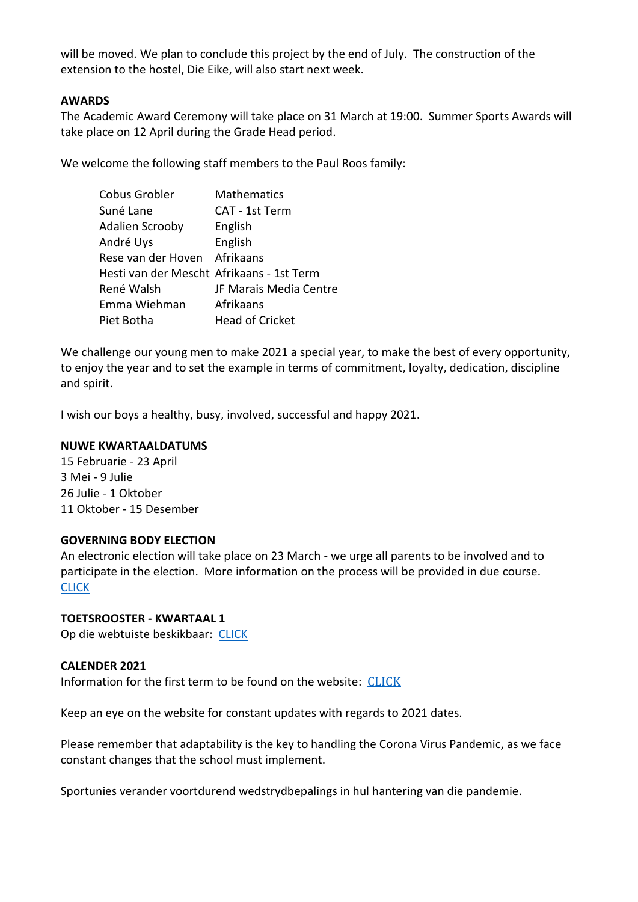will be moved. We plan to conclude this project by the end of July. The construction of the extension to the hostel, Die Eike, will also start next week.

**AWARDS**

The Academic Award Ceremony will take place on 31 March at 19:00. Summer Sports Awards will take place on 12 April during the Grade Head period.

We welcome the following staff members to the Paul Roos family:

| | |
|---|---|
| Cobus Grobler | Mathematics |
| Suné Lane | CAT - 1st Term |
| Adalien Scrooby | English |
| André Uys | English |
| Rese van der Hoven | Afrikaans |
| Hesti van der Mescht | Afrikaans - 1st Term |
| René Walsh | JF Marais Media Centre |
| Emma Wiehman | Afrikaans |
| Piet Botha | Head of Cricket |

We challenge our young men to make 2021 a special year, to make the best of every opportunity, to enjoy the year and to set the example in terms of commitment, loyalty, dedication, discipline and spirit.

I wish our boys a healthy, busy, involved, successful and happy 2021.

**NUWE KWARTAALDATUMS**

15 Februarie - 23 April
3 Mei - 9 Julie
26 Julie - 1 Oktober
11 Oktober - 15 Desember

**GOVERNING BODY ELECTION**

An electronic election will take place on 23 March - we urge all parents to be involved and to participate in the election. More information on the process will be provided in due course.
CLICK

**TOETSROOSTER - KWARTAAL 1**

Op die webtuiste beskikbaar: CLICK

**CALENDER 2021**

Information for the first term to be found on the website: CLICK

Keep an eye on the website for constant updates with regards to 2021 dates.

Please remember that adaptability is the key to handling the Corona Virus Pandemic, as we face constant changes that the school must implement.

Sportunies verander voortdurend wedstrydbepalings in hul hantering van die pandemie.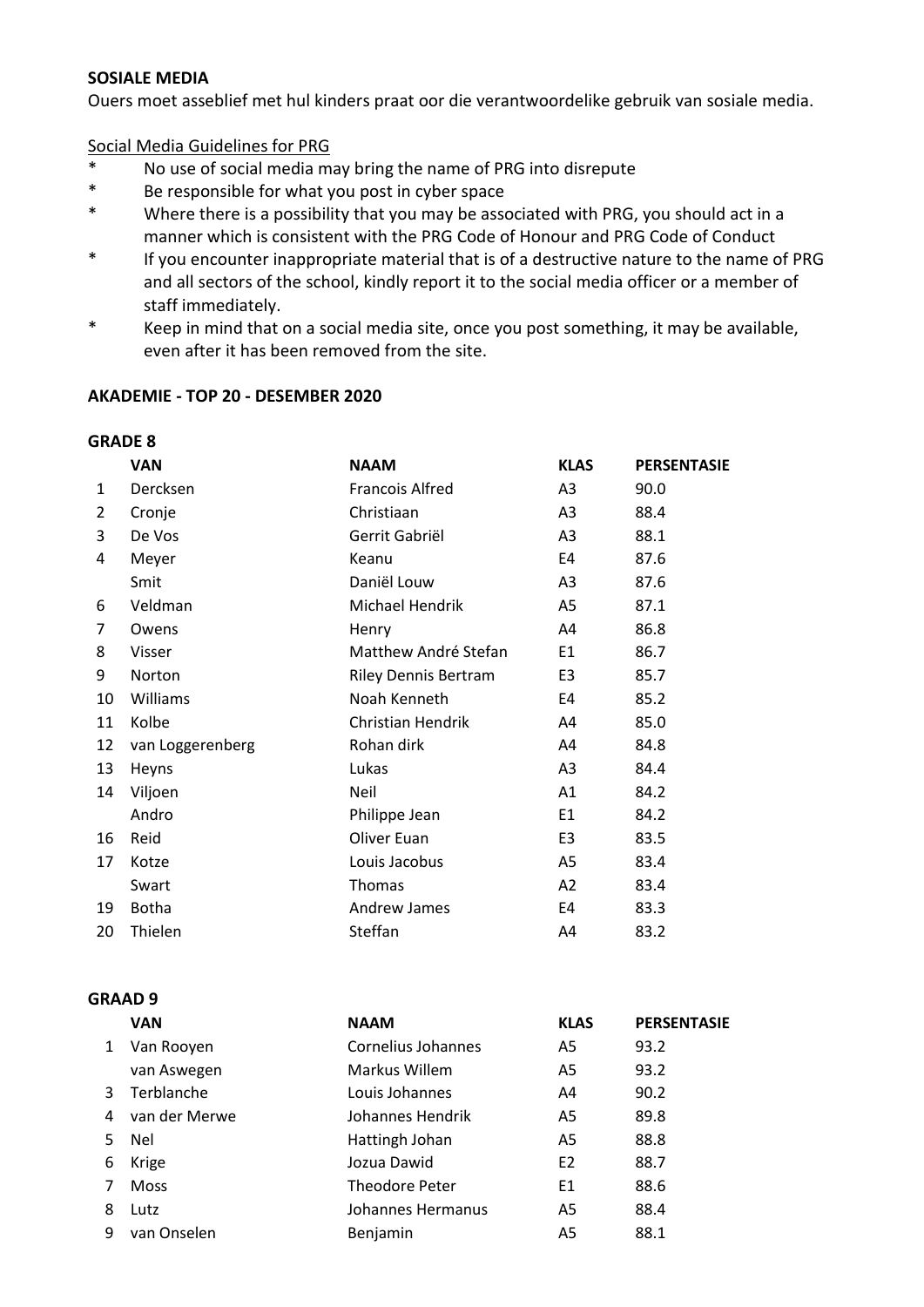**SOSIALE MEDIA**

Ouers moet asseblief met hul kinders praat oor die verantwoordelike gebruik van sosiale media.

<u>Social Media Guidelines for PRG</u>

- No use of social media may bring the name of PRG into disrepute
- Be responsible for what you post in cyber space
- Where there is a possibility that you may be associated with PRG, you should act in a manner which is consistent with the PRG Code of Honour and PRG Code of Conduct
- If you encounter inappropriate material that is of a destructive nature to the name of PRG and all sectors of the school, kindly report it to the social media officer or a member of staff immediately.
- Keep in mind that on a social media site, once you post something, it may be available, even after it has been removed from the site.

**AKADEMIE - TOP 20 - DESEMBER 2020**

**GRADE 8**

| | VAN | NAAM | KLAS | PERSENTASIE |
|---|---|---|---|---|
| 1 | Dercksen | Francois Alfred | A3 | 90.0 |
| 2 | Cronje | Christiaan | A3 | 88.4 |
| 3 | De Vos | Gerrit Gabriël | A3 | 88.1 |
| 4 | Meyer | Keanu | E4 | 87.6 |
| | Smit | Daniël Louw | A3 | 87.6 |
| 6 | Veldman | Michael Hendrik | A5 | 87.1 |
| 7 | Owens | Henry | A4 | 86.8 |
| 8 | Visser | Matthew André Stefan | E1 | 86.7 |
| 9 | Norton | Riley Dennis Bertram | E3 | 85.7 |
| 10 | Williams | Noah Kenneth | E4 | 85.2 |
| 11 | Kolbe | Christian Hendrik | A4 | 85.0 |
| 12 | van Loggerenberg | Rohan dirk | A4 | 84.8 |
| 13 | Heyns | Lukas | A3 | 84.4 |
| 14 | Viljoen | Neil | A1 | 84.2 |
| | Andro | Philippe Jean | E1 | 84.2 |
| 16 | Reid | Oliver Euan | E3 | 83.5 |
| 17 | Kotze | Louis Jacobus | A5 | 83.4 |
| | Swart | Thomas | A2 | 83.4 |
| 19 | Botha | Andrew James | E4 | 83.3 |
| 20 | Thielen | Steffan | A4 | 83.2 |

**GRAAD 9**

| | VAN | NAAM | KLAS | PERSENTASIE |
|---|---|---|---|---|
| 1 | Van Rooyen | Cornelius Johannes | A5 | 93.2 |
| | van Aswegen | Markus Willem | A5 | 93.2 |
| 3 | Terblanche | Louis Johannes | A4 | 90.2 |
| 4 | van der Merwe | Johannes Hendrik | A5 | 89.8 |
| 5 | Nel | Hattingh Johan | A5 | 88.8 |
| 6 | Krige | Jozua Dawid | E2 | 88.7 |
| 7 | Moss | Theodore Peter | E1 | 88.6 |
| 8 | Lutz | Johannes Hermanus | A5 | 88.4 |
| 9 | van Onselen | Benjamin | A5 | 88.1 |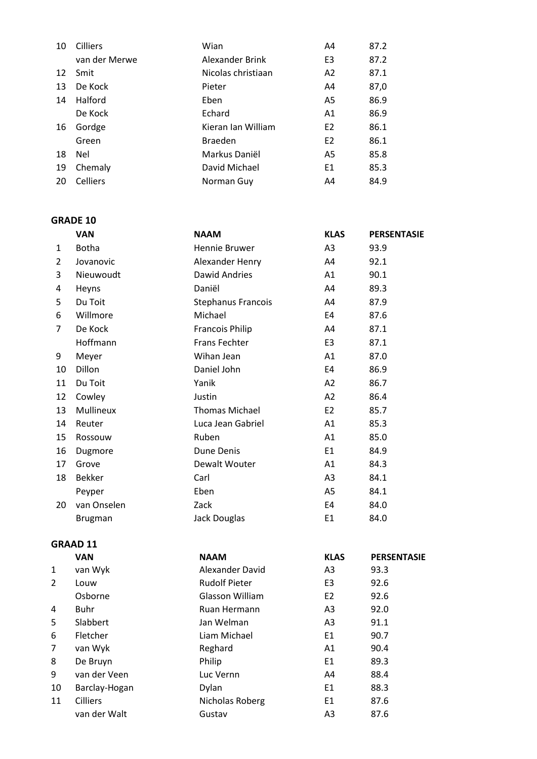| | | | | |
|---|---|---|---|---|
| 10 | Cilliers | Wian | A4 | 87.2 |
| | van der Merwe | Alexander Brink | E3 | 87.2 |
| 12 | Smit | Nicolas christiaan | A2 | 87.1 |
| 13 | De Kock | Pieter | A4 | 87,0 |
| 14 | Halford | Eben | A5 | 86.9 |
| | De Kock | Echard | A1 | 86.9 |
| 16 | Gordge | Kieran Ian William | E2 | 86.1 |
| | Green | Braeden | E2 | 86.1 |
| 18 | Nel | Markus Daniël | A5 | 85.8 |
| 19 | Chemaly | David Michael | E1 | 85.3 |
| 20 | Celliers | Norman Guy | A4 | 84.9 |

## GRADE 10

| | VAN | NAAM | KLAS | PERSENTASIE |
|---|---|---|---|---|
| 1 | Botha | Hennie Bruwer | A3 | 93.9 |
| 2 | Jovanovic | Alexander Henry | A4 | 92.1 |
| 3 | Nieuwoudt | Dawid Andries | A1 | 90.1 |
| 4 | Heyns | Daniël | A4 | 89.3 |
| 5 | Du Toit | Stephanus Francois | A4 | 87.9 |
| 6 | Willmore | Michael | E4 | 87.6 |
| 7 | De Kock | Francois Philip | A4 | 87.1 |
| | Hoffmann | Frans Fechter | E3 | 87.1 |
| 9 | Meyer | Wihan Jean | A1 | 87.0 |
| 10 | Dillon | Daniel John | E4 | 86.9 |
| 11 | Du Toit | Yanik | A2 | 86.7 |
| 12 | Cowley | Justin | A2 | 86.4 |
| 13 | Mullineux | Thomas Michael | E2 | 85.7 |
| 14 | Reuter | Luca Jean Gabriel | A1 | 85.3 |
| 15 | Rossouw | Ruben | A1 | 85.0 |
| 16 | Dugmore | Dune Denis | E1 | 84.9 |
| 17 | Grove | Dewalt Wouter | A1 | 84.3 |
| 18 | Bekker | Carl | A3 | 84.1 |
| | Peyper | Eben | A5 | 84.1 |
| 20 | van Onselen | Zack | E4 | 84.0 |
| | Brugman | Jack Douglas | E1 | 84.0 |

## GRAAD 11

| | VAN | NAAM | KLAS | PERSENTASIE |
|---|---|---|---|---|
| 1 | van Wyk | Alexander David | A3 | 93.3 |
| 2 | Louw | Rudolf Pieter | E3 | 92.6 |
| | Osborne | Glasson William | E2 | 92.6 |
| 4 | Buhr | Ruan Hermann | A3 | 92.0 |
| 5 | Slabbert | Jan Welman | A3 | 91.1 |
| 6 | Fletcher | Liam Michael | E1 | 90.7 |
| 7 | van Wyk | Reghard | A1 | 90.4 |
| 8 | De Bruyn | Philip | E1 | 89.3 |
| 9 | van der Veen | Luc Vernn | A4 | 88.4 |
| 10 | Barclay-Hogan | Dylan | E1 | 88.3 |
| 11 | Cilliers | Nicholas Roberg | E1 | 87.6 |
| | van der Walt | Gustav | A3 | 87.6 |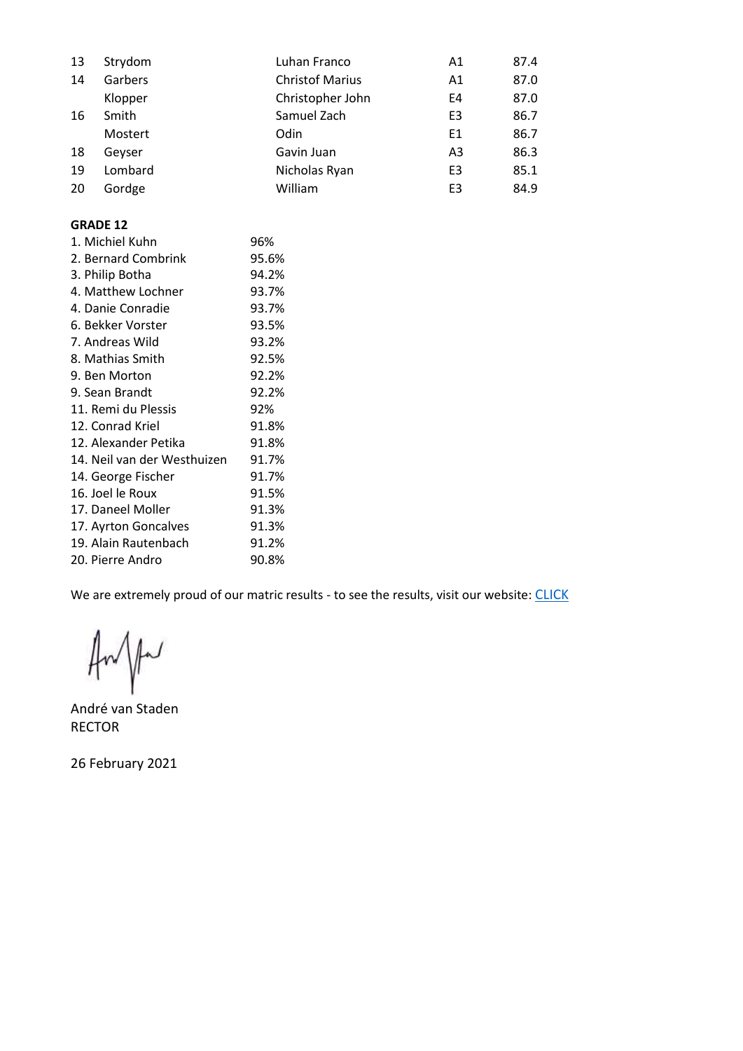| | | | | |
|---|---|---|---|---|
| 13 | Strydom | Luhan Franco | A1 | 87.4 |
| 14 | Garbers | Christof Marius | A1 | 87.0 |
| | Klopper | Christopher John | E4 | 87.0 |
| 16 | Smith | Samuel Zach | E3 | 86.7 |
| | Mostert | Odin | E1 | 86.7 |
| 18 | Geyser | Gavin Juan | A3 | 86.3 |
| 19 | Lombard | Nicholas Ryan | E3 | 85.1 |
| 20 | Gordge | William | E3 | 84.9 |

**GRADE 12**

| | |
|---|---|
| 1. Michiel Kuhn | 96% |
| 2. Bernard Combrink | 95.6% |
| 3. Philip Botha | 94.2% |
| 4. Matthew Lochner | 93.7% |
| 4. Danie Conradie | 93.7% |
| 6. Bekker Vorster | 93.5% |
| 7. Andreas Wild | 93.2% |
| 8. Mathias Smith | 92.5% |
| 9. Ben Morton | 92.2% |
| 9. Sean Brandt | 92.2% |
| 11. Remi du Plessis | 92% |
| 12. Conrad Kriel | 91.8% |
| 12. Alexander Petika | 91.8% |
| 14. Neil van der Westhuizen | 91.7% |
| 14. George Fischer | 91.7% |
| 16. Joel le Roux | 91.5% |
| 17. Daneel Moller | 91.3% |
| 17. Ayrton Goncalves | 91.3% |
| 19. Alain Rautenbach | 91.2% |
| 20. Pierre Andro | 90.8% |

We are extremely proud of our matric results - to see the results, visit our website: CLICK

André van Staden
RECTOR

26 February 2021